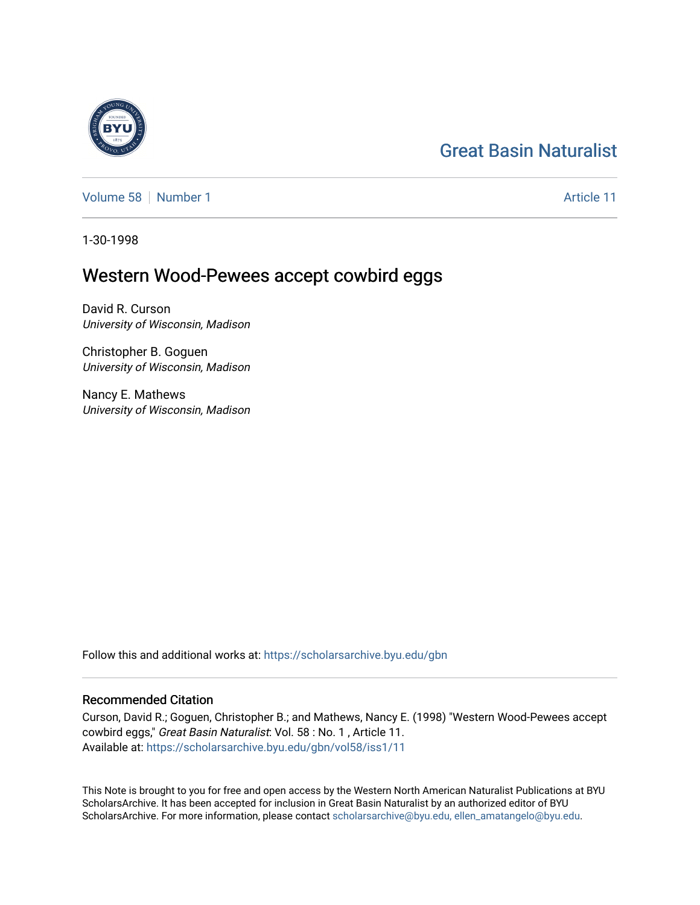Great Basin Naturalist

Volume 58 | Number 1 | Article 11

1-30-1998

# Western Wood-Pewees accept cowbird eggs

David R. Curson
*University of Wisconsin, Madison*

Christopher B. Goguen
*University of Wisconsin, Madison*

Nancy E. Mathews
*University of Wisconsin, Madison*

Follow this and additional works at: https://scholarsarchive.byu.edu/gbn

## Recommended Citation

Curson, David R.; Goguen, Christopher B.; and Mathews, Nancy E. (1998) "Western Wood-Pewees accept cowbird eggs," *Great Basin Naturalist*: Vol. 58 : No. 1 , Article 11.
Available at: https://scholarsarchive.byu.edu/gbn/vol58/iss1/11

This Note is brought to you for free and open access by the Western North American Naturalist Publications at BYU ScholarsArchive. It has been accepted for inclusion in Great Basin Naturalist by an authorized editor of BYU ScholarsArchive. For more information, please contact scholarsarchive@byu.edu, ellen_amatangelo@byu.edu.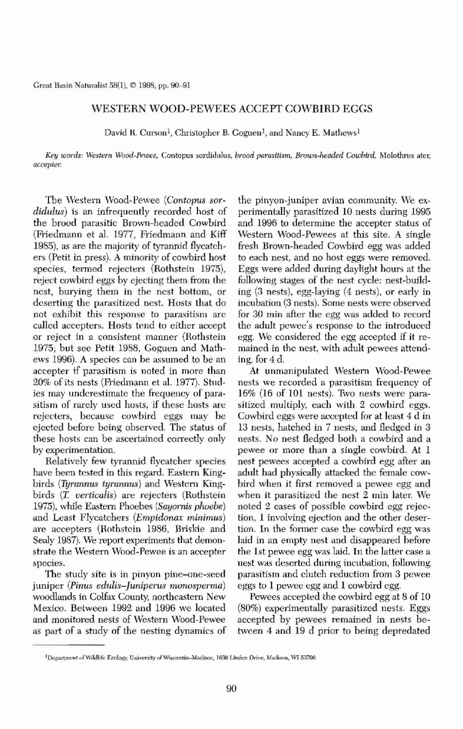# WESTERN WOOD-PEWEES ACCEPT COWBIRD EGGS

David R. Curson[1], Christopher B. Goguen[1], and Nancy E. Mathews[1]

*Key words: Western Wood-Pewee,* Contopus sordidulus, *brood parasitism, Brown-headed Cowbird,* Molothrus ater, *accepter.*

The Western Wood-Pewee (*Contopus sordidulus*) is an infrequently recorded host of the brood parasitic Brown-headed Cowbird (Friedmann et al. 1977, Friedmann and Kiff 1985), as are the majority of tyrannid flycatchers (Petit in press). A minority of cowbird host species, termed rejecters (Rothstein 1975), reject cowbird eggs by ejecting them from the nest, burying them in the nest bottom, or deserting the parasitized nest. Hosts that do not exhibit this response to parasitism are called accepters. Hosts tend to either accept or reject in a consistent manner (Rothstein 1975; but see Petit 1988, Goguen and Mathews 1996). A species can be assumed to be an accepter if parasitism is noted in more than 20% of its nests (Friedmann et al. 1977). Studies may underestimate the frequency of parasitism of rarely used hosts, if these hosts are rejecters, because cowbird eggs may be ejected before being observed. The status of these hosts can be ascertained correctly only by experimentation.

Relatively few tyrannid flycatcher species have been tested in this regard. Eastern Kingbirds (*Tyrannus tyrannus*) and Western Kingbirds (*T. verticalis*) are rejecters (Rothstein 1975), while Eastern Phoebes (*Sayornis phoebe*) and Least Flycatchers (*Empidonax minimus*) are accepters (Rothstein 1986, Briskie and Sealy 1987). We report experiments that demonstrate the Western Wood-Pewee is an accepter species.

The study site is in pinyon pine–one-seed juniper (*Pinus edulis–Juniperus monosperma*) woodlands in Colfax County, northeastern New Mexico. Between 1992 and 1996 we located and monitored nests of Western Wood-Pewee as part of a study of the nesting dynamics of the pinyon-juniper avian community. We experimentally parasitized 10 nests during 1995 and 1996 to determine the accepter status of Western Wood-Pewees at this site. A single fresh Brown-headed Cowbird egg was added to each nest, and no host eggs were removed. Eggs were added during daylight hours at the following stages of the nest cycle: nest-building (3 nests), egg-laying (4 nests), or early in incubation (3 nests). Some nests were observed for 30 min after the egg was added to record the adult pewee's response to the introduced egg. We considered the egg accepted if it remained in the nest, with adult pewees attending, for 4 d.

At unmanipulated Western Wood-Pewee nests we recorded a parasitism frequency of 16% (16 of 101 nests). Two nests were parasitized multiply, each with 2 cowbird eggs. Cowbird eggs were accepted for at least 4 d in 13 nests, hatched in 7 nests, and fledged in 3 nests. No nest fledged both a cowbird and a pewee or more than a single cowbird. At 1 nest pewees accepted a cowbird egg after an adult had physically attacked the female cowbird when it first removed a pewee egg and when it parasitized the nest 2 min later. We noted 2 cases of possible cowbird egg rejection, 1 involving ejection and the other desertion. In the former case the cowbird egg was laid in an empty nest and disappeared before the 1st pewee egg was laid. In the latter case a nest was deserted during incubation, following parasitism and clutch reduction from 3 pewee eggs to 1 pewee egg and 1 cowbird egg.

Pewees accepted the cowbird egg at 8 of 10 (80%) experimentally parasitized nests. Eggs accepted by pewees remained in nests between 4 and 19 d prior to being depredated

---

[1]Department of Wildlife Ecology, University of Wisconsin–Madison, 1630 Linden Drive, Madison, WI 53706.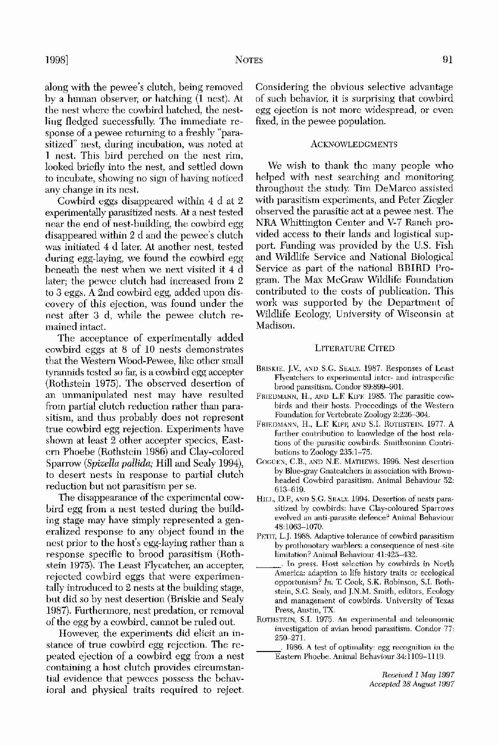along with the pewee's clutch, being removed by a human observer, or hatching (1 nest). At the nest where the cowbird hatched, the nestling fledged successfully. The immediate response of a pewee returning to a freshly "parasitized" nest, during incubation, was noted at 1 nest. This bird perched on the nest rim, looked briefly into the nest, and settled down to incubate, showing no sign of having noticed any change in its nest.

Cowbird eggs disappeared within 4 d at 2 experimentally parasitized nests. At a nest tested near the end of nest-building, the cowbird egg disappeared within 2 d and the pewee's clutch was initiated 4 d later. At another nest, tested during egg-laying, we found the cowbird egg beneath the nest when we next visited it 4 d later; the pewee clutch had increased from 2 to 3 eggs. A 2nd cowbird egg, added upon discovery of this ejection, was found under the nest after 3 d, while the pewee clutch remained intact.

The acceptance of experimentally added cowbird eggs at 8 of 10 nests demonstrates that the Western Wood-Pewee, like other small tyrannids tested so far, is a cowbird egg accepter (Rothstein 1975). The observed desertion of an unmanipulated nest may have resulted from partial clutch reduction rather than parasitism, and thus probably does not represent true cowbird egg rejection. Experiments have shown at least 2 other accepter species, Eastern Phoebe (Rothstein 1986) and Clay-colored Sparrow (*Spizella pallida*; Hill and Sealy 1994), to desert nests in response to partial clutch reduction but not parasitism per se.

The disappearance of the experimental cowbird egg from a nest tested during the building stage may have simply represented a generalized response to any object found in the nest prior to the host's egg-laying rather than a response specific to brood parasitism (Rothstein 1975). The Least Flycatcher, an accepter, rejected cowbird eggs that were experimentally introduced to 2 nests at the building stage, but did so by nest desertion (Briskie and Sealy 1987). Furthermore, nest predation, or removal of the egg by a cowbird, cannot be ruled out.

However, the experiments did elicit an instance of true cowbird egg rejection. The repeated ejection of a cowbird egg from a nest containing a host clutch provides circumstantial evidence that pewees possess the behavioral and physical traits required to reject. Considering the obvious selective advantage of such behavior, it is surprising that cowbird egg ejection is not more widespread, or even fixed, in the pewee population.

## Acknowledgments

We wish to thank the many people who helped with nest searching and monitoring throughout the study. Tim DeMarco assisted with parasitism experiments, and Peter Ziegler observed the parasitic act at a pewee nest. The NRA Whittington Center and V-7 Ranch provided access to their lands and logistical support. Funding was provided by the U.S. Fish and Wildlife Service and National Biological Service as part of the national BBIRD Program. The Max McGraw Wildlife Foundation contributed to the costs of publication. This work was supported by the Department of Wildlife Ecology, University of Wisconsin at Madison.

## Literature Cited

Briskie, J.V., and S.G. Sealy. 1987. Responses of Least Flycatchers to experimental inter- and intraspecific brood parasitism. Condor 89:899–901.

Friedmann, H., and L.F. Kiff. 1985. The parasitic cowbirds and their hosts. Proceedings of the Western Foundation for Vertebrate Zoology 2:226–304.

Friedmann, H., L.F. Kiff, and S.I. Rothstein. 1977. A further contribution to knowledge of the host relations of the parasitic cowbirds. Smithsonian Contributions to Zoology 235:1–75.

Goguen, C.B., and N.E. Mathews. 1996. Nest desertion by Blue-gray Gnatcatchers in association with Brown-headed Cowbird parasitism. Animal Behaviour 52: 613–619.

Hill, D.P., and S.G. Sealy. 1994. Desertion of nests parasitized by cowbirds: have Clay-coloured Sparrows evolved an anti-parasite defence? Animal Behaviour 48:1063–1070.

Petit, L.J. 1988. Adaptive tolerance of cowbird parasitism by prothonotary warblers: a consequence of nest-site limitation? Animal Behaviour 41:425–432.

______. In press. Host selection by cowbirds in North America: adaption to life history traits or ecological opportunism? *In:* T. Cook, S.K. Robinson, S.I. Rothstein, S.G. Sealy, and J.N.M. Smith, editors, Ecology and management of cowbirds. University of Texas Press, Austin, TX.

Rothstein, S.I. 1975. An experimental and teleonomic investigation of avian brood parasitism. Condor 77: 250–271.

______. 1986. A test of optimality: egg recognition in the Eastern Phoebe. Animal Behaviour 34:1109–1119.

*Received 1 May 1997*
*Accepted 28 August 1997*